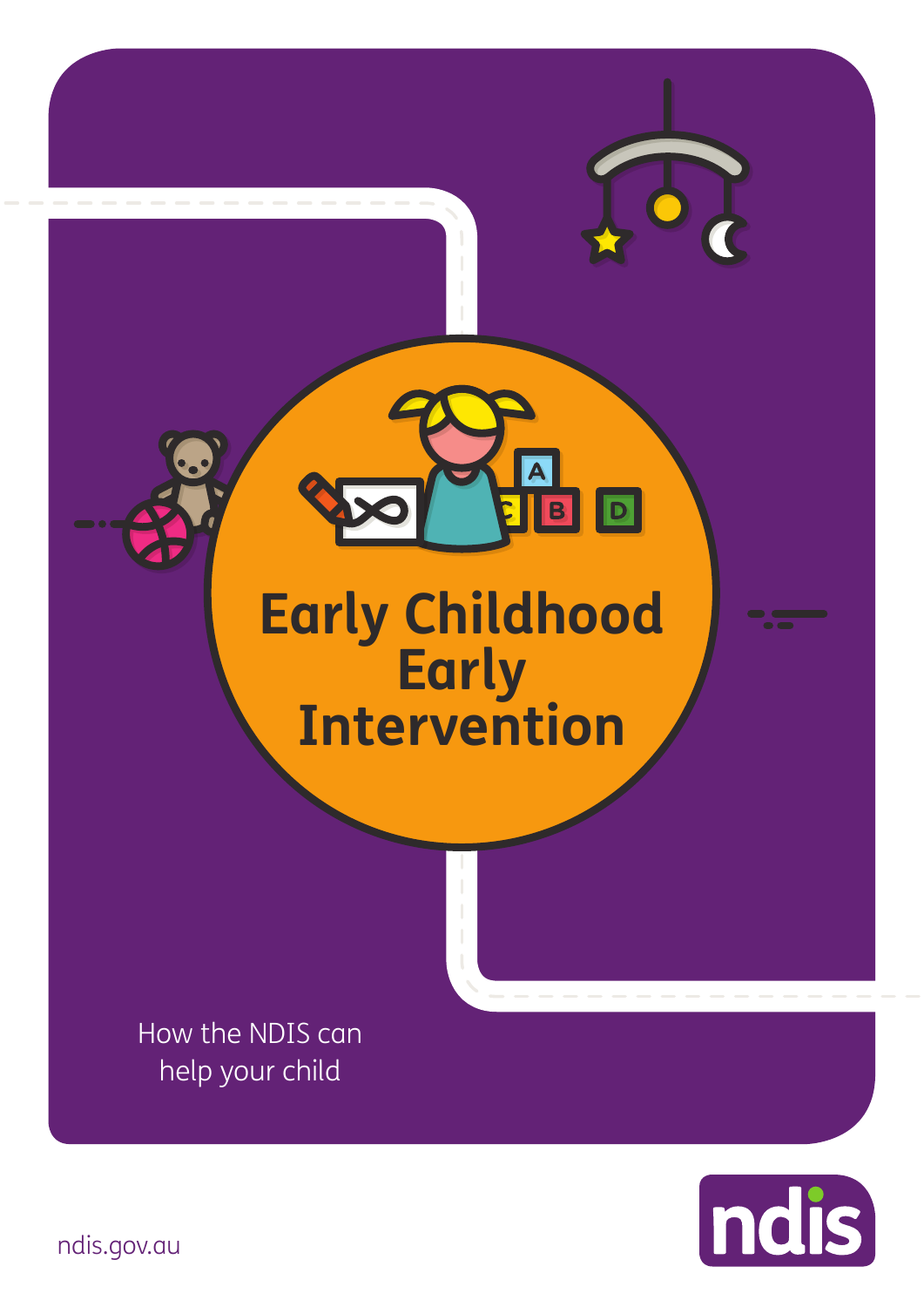# Early Childhood Early Intervention

How the NDIS can help your child

ndis.gov.au

ndis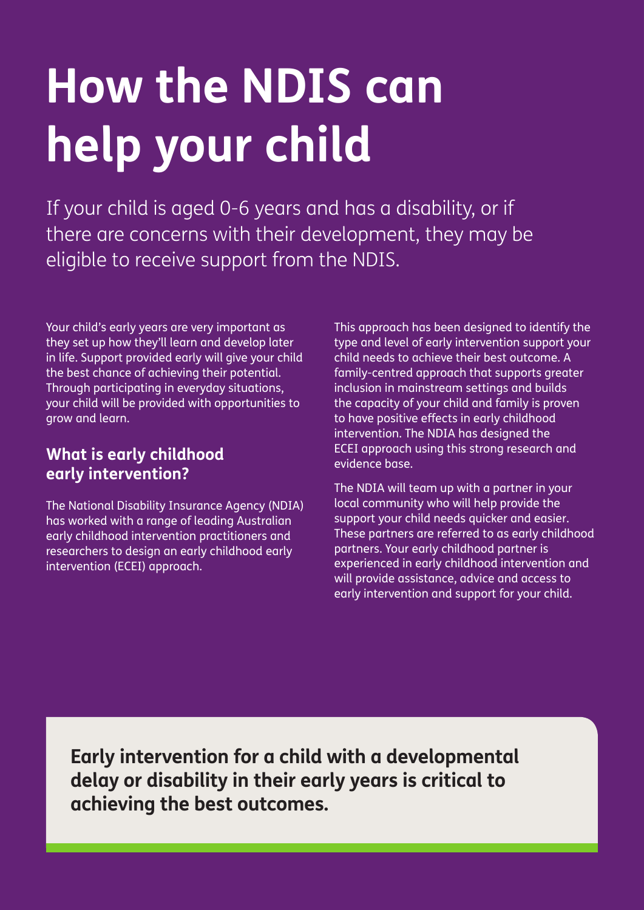# How the NDIS can help your child

If your child is aged 0-6 years and has a disability, or if there are concerns with their development, they may be eligible to receive support from the NDIS.

Your child's early years are very important as they set up how they'll learn and develop later in life. Support provided early will give your child the best chance of achieving their potential. Through participating in everyday situations, your child will be provided with opportunities to grow and learn.

### What is early childhood early intervention?

The National Disability Insurance Agency (NDIA) has worked with a range of leading Australian early childhood intervention practitioners and researchers to design an early childhood early intervention (ECEI) approach.

This approach has been designed to identify the type and level of early intervention support your child needs to achieve their best outcome. A family-centred approach that supports greater inclusion in mainstream settings and builds the capacity of your child and family is proven to have positive effects in early childhood intervention. The NDIA has designed the ECEI approach using this strong research and evidence base.

The NDIA will team up with a partner in your local community who will help provide the support your child needs quicker and easier. These partners are referred to as early childhood partners. Your early childhood partner is experienced in early childhood intervention and will provide assistance, advice and access to early intervention and support for your child.

**Early intervention for a child with a developmental delay or disability in their early years is critical to achieving the best outcomes.**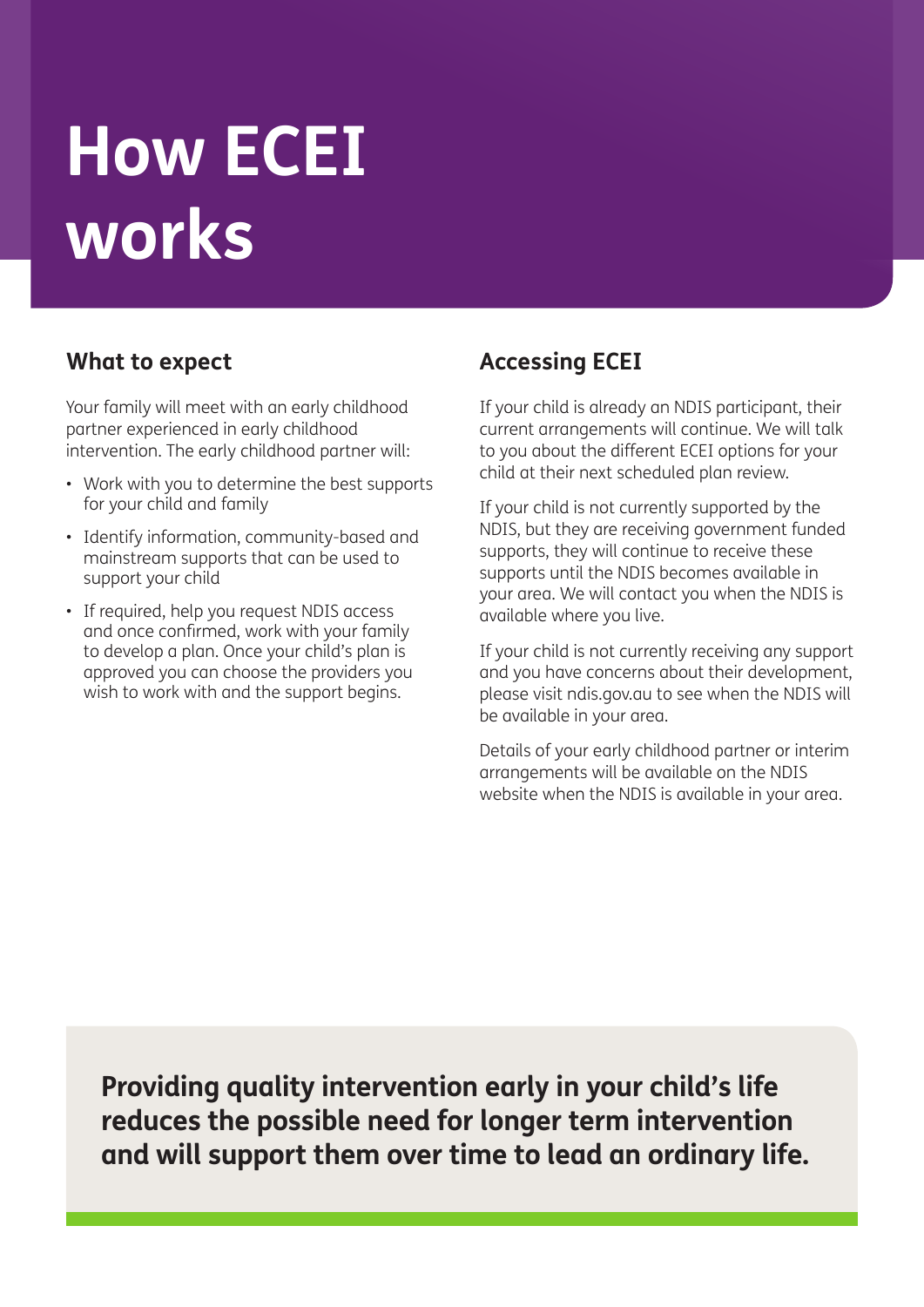# How ECEI works

## What to expect

Your family will meet with an early childhood partner experienced in early childhood intervention. The early childhood partner will:

- Work with you to determine the best supports for your child and family
- Identify information, community-based and mainstream supports that can be used to support your child
- If required, help you request NDIS access and once confirmed, work with your family to develop a plan. Once your child's plan is approved you can choose the providers you wish to work with and the support begins.

## Accessing ECEI

If your child is already an NDIS participant, their current arrangements will continue. We will talk to you about the different ECEI options for your child at their next scheduled plan review.

If your child is not currently supported by the NDIS, but they are receiving government funded supports, they will continue to receive these supports until the NDIS becomes available in your area. We will contact you when the NDIS is available where you live.

If your child is not currently receiving any support and you have concerns about their development, please visit ndis.gov.au to see when the NDIS will be available in your area.

Details of your early childhood partner or interim arrangements will be available on the NDIS website when the NDIS is available in your area.

**Providing quality intervention early in your child's life reduces the possible need for longer term intervention and will support them over time to lead an ordinary life.**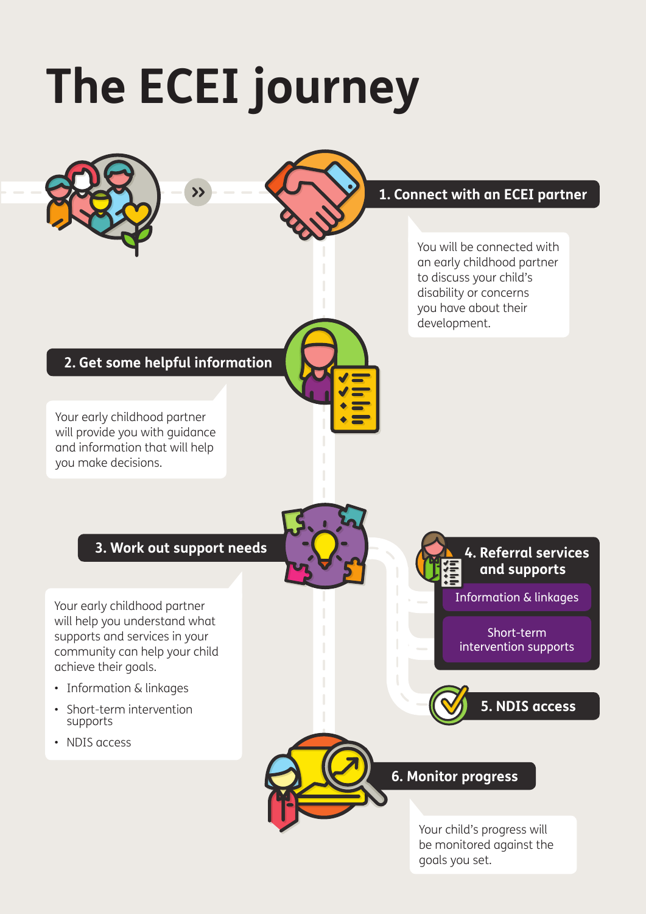# The ECEI journey

## 1. Connect with an ECEI partner

You will be connected with an early childhood partner to discuss your child's disability or concerns you have about their development.

## 2. Get some helpful information

Your early childhood partner will provide you with guidance and information that will help you make decisions.

## 3. Work out support needs

Your early childhood partner will help you understand what supports and services in your community can help your child achieve their goals.

- Information & linkages
- Short-term intervention supports
- NDIS access

## 4. Referral services and supports

- Information & linkages
- Short-term intervention supports

## 5. NDIS access

## 6. Monitor progress

Your child's progress will be monitored against the goals you set.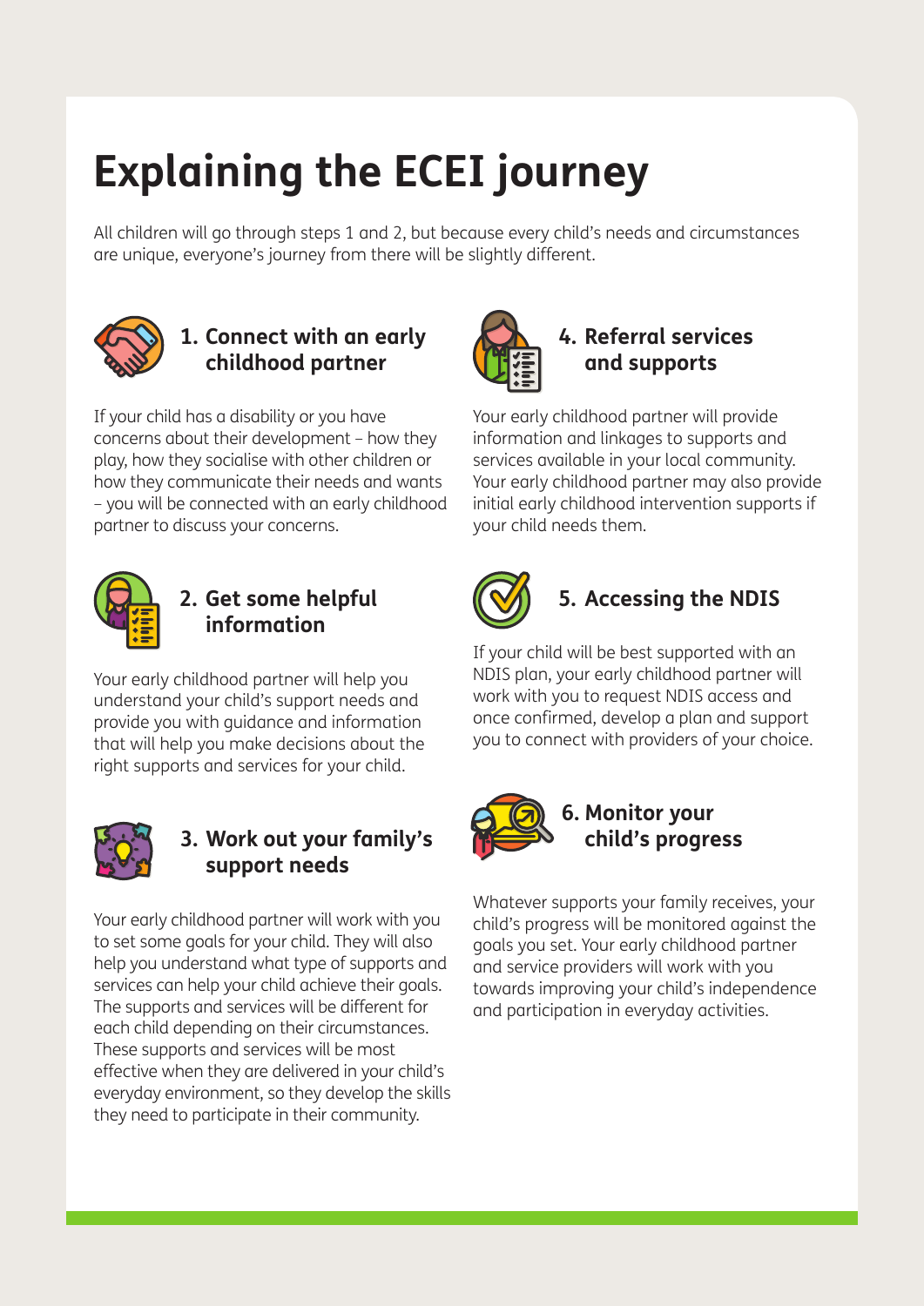# Explaining the ECEI journey

All children will go through steps 1 and 2, but because every child's needs and circumstances are unique, everyone's journey from there will be slightly different.

## 1. Connect with an early childhood partner

If your child has a disability or you have concerns about their development – how they play, how they socialise with other children or how they communicate their needs and wants – you will be connected with an early childhood partner to discuss your concerns.

## 2. Get some helpful information

Your early childhood partner will help you understand your child's support needs and provide you with guidance and information that will help you make decisions about the right supports and services for your child.

## 3. Work out your family's support needs

Your early childhood partner will work with you to set some goals for your child. They will also help you understand what type of supports and services can help your child achieve their goals. The supports and services will be different for each child depending on their circumstances. These supports and services will be most effective when they are delivered in your child's everyday environment, so they develop the skills they need to participate in their community.

## 4. Referral services and supports

Your early childhood partner will provide information and linkages to supports and services available in your local community. Your early childhood partner may also provide initial early childhood intervention supports if your child needs them.

## 5. Accessing the NDIS

If your child will be best supported with an NDIS plan, your early childhood partner will work with you to request NDIS access and once confirmed, develop a plan and support you to connect with providers of your choice.

## 6. Monitor your child's progress

Whatever supports your family receives, your child's progress will be monitored against the goals you set. Your early childhood partner and service providers will work with you towards improving your child's independence and participation in everyday activities.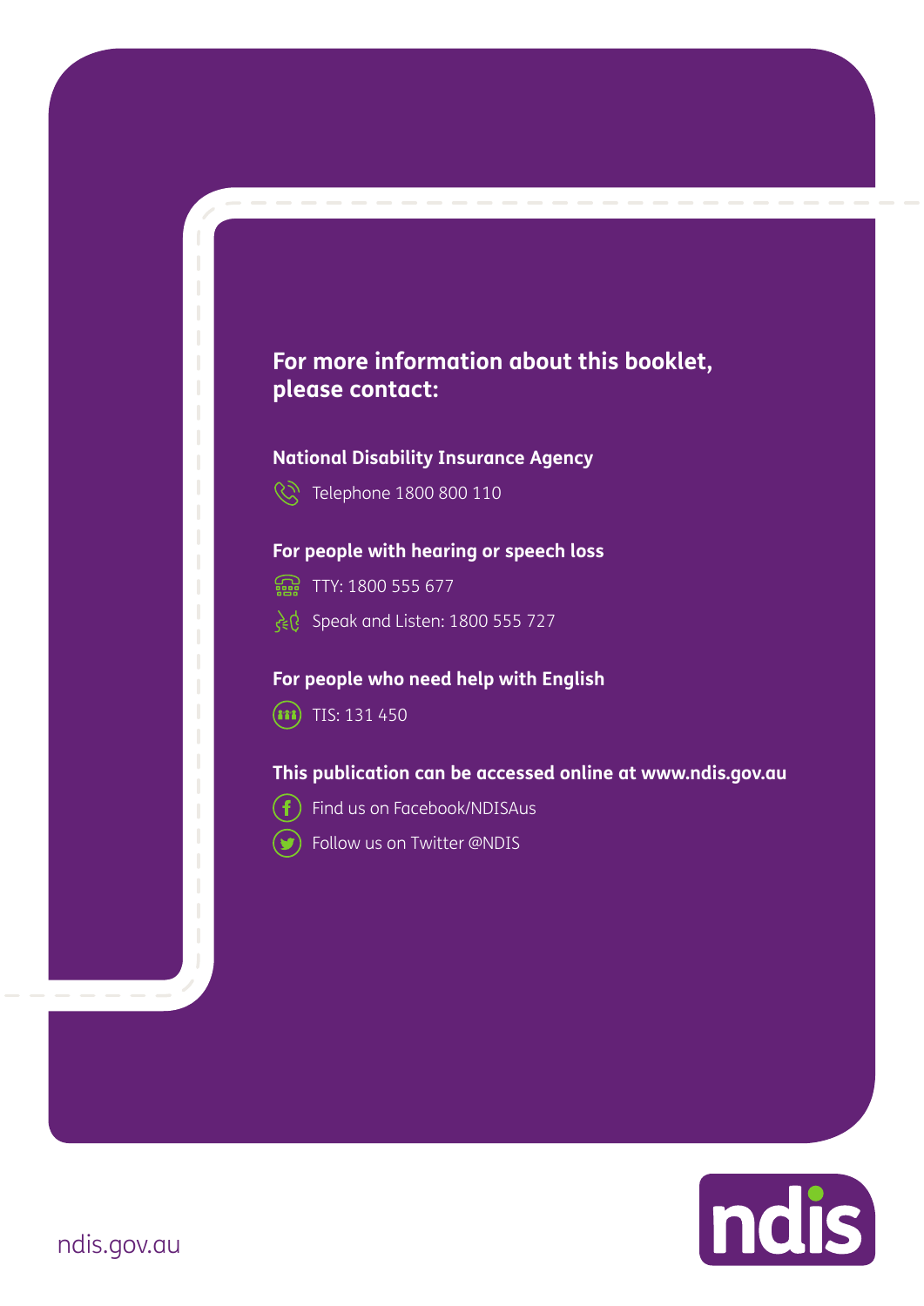## For more information about this booklet, please contact:

**National Disability Insurance Agency**

Telephone 1800 800 110

**For people with hearing or speech loss**

TTY: 1800 555 677

Speak and Listen: 1800 555 727

**For people who need help with English**

TIS: 131 450

**This publication can be accessed online at www.ndis.gov.au**

Find us on Facebook/NDISAus

Follow us on Twitter @NDIS

ndis.gov.au

ndis